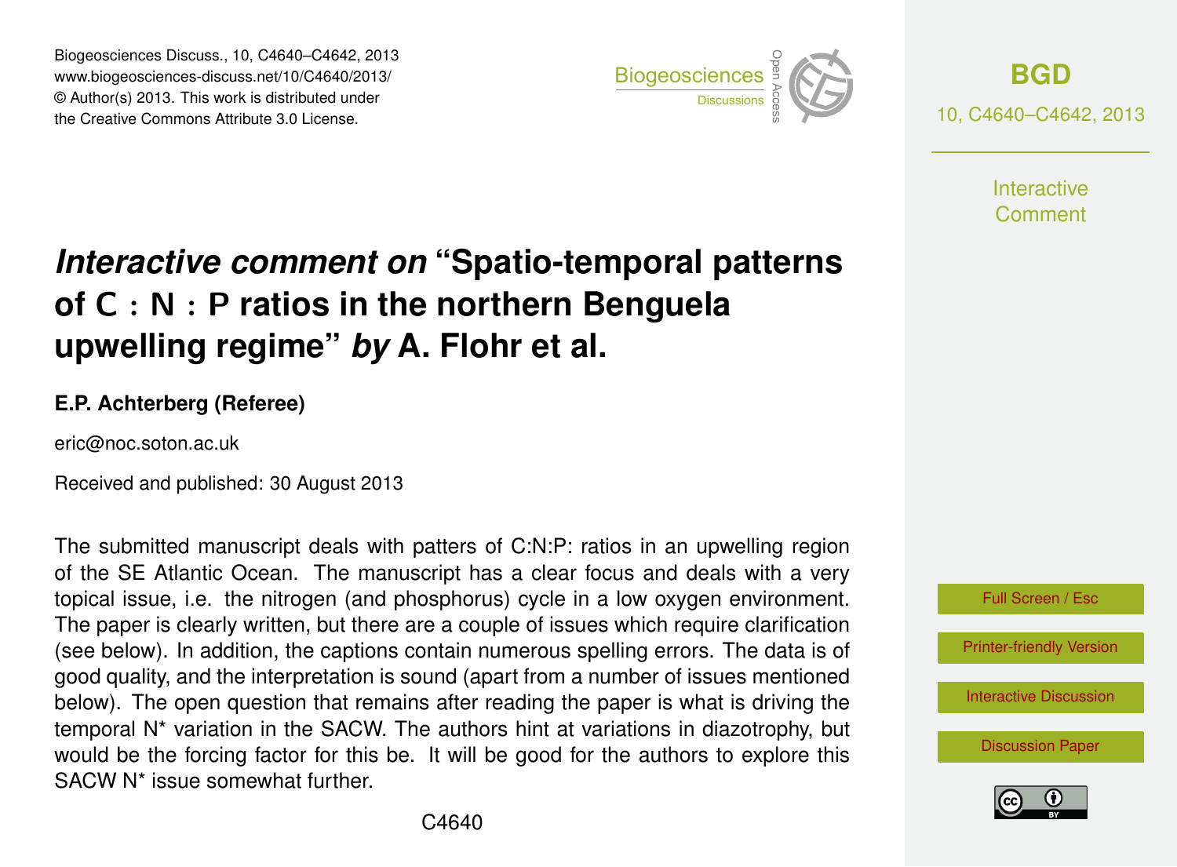# *Interactive comment on* "Spatio-temporal patterns of C : N : P ratios in the northern Benguela upwelling regime" *by* A. Flohr et al.

**E.P. Achterberg (Referee)**

eric@noc.soton.ac.uk

Received and published: 30 August 2013

The submitted manuscript deals with patters of C:N:P: ratios in an upwelling region of the SE Atlantic Ocean. The manuscript has a clear focus and deals with a very topical issue, i.e. the nitrogen (and phosphorus) cycle in a low oxygen environment. The paper is clearly written, but there are a couple of issues which require clarification (see below). In addition, the captions contain numerous spelling errors. The data is of good quality, and the interpretation is sound (apart from a number of issues mentioned below). The open question that remains after reading the paper is what is driving the temporal N* variation in the SACW. The authors hint at variations in diazotrophy, but would be the forcing factor for this be. It will be good for the authors to explore this SACW N* issue somewhat further.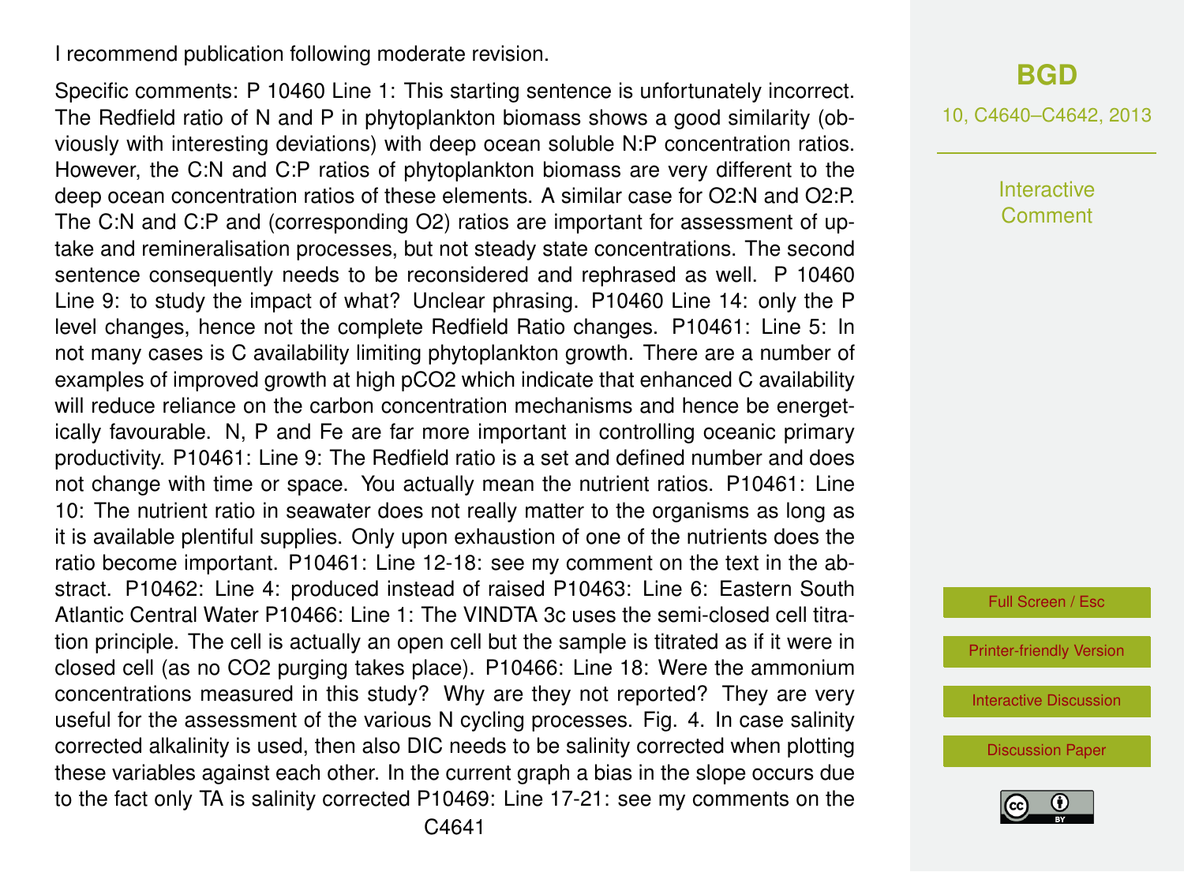I recommend publication following moderate revision.

Specific comments: P 10460 Line 1: This starting sentence is unfortunately incorrect. The Redfield ratio of N and P in phytoplankton biomass shows a good similarity (obviously with interesting deviations) with deep ocean soluble N:P concentration ratios. However, the C:N and C:P ratios of phytoplankton biomass are very different to the deep ocean concentration ratios of these elements. A similar case for $O_2$:N and $O_2$:P. The C:N and C:P and (corresponding $O_2$) ratios are important for assessment of uptake and remineralisation processes, but not steady state concentrations. The second sentence consequently needs to be reconsidered and rephrased as well. P 10460 Line 9: to study the impact of what? Unclear phrasing. P10460 Line 14: only the P level changes, hence not the complete Redfield Ratio changes. P10461: Line 5: In not many cases is C availability limiting phytoplankton growth. There are a number of examples of improved growth at high $pCO_2$ which indicate that enhanced C availability will reduce reliance on the carbon concentration mechanisms and hence be energetically favourable. N, P and Fe are far more important in controlling oceanic primary productivity. P10461: Line 9: The Redfield ratio is a set and defined number and does not change with time or space. You actually mean the nutrient ratios. P10461: Line 10: The nutrient ratio in seawater does not really matter to the organisms as long as it is available plentiful supplies. Only upon exhaustion of one of the nutrients does the ratio become important. P10461: Line 12-18: see my comment on the text in the abstract. P10462: Line 4: produced instead of raised P10463: Line 6: Eastern South Atlantic Central Water P10466: Line 1: The VINDTA 3c uses the semi-closed cell titration principle. The cell is actually an open cell but the sample is titrated as if it were in closed cell (as no $CO_2$ purging takes place). P10466: Line 18: Were the ammonium concentrations measured in this study? Why are they not reported? They are very useful for the assessment of the various N cycling processes. Fig. 4. In case salinity corrected alkalinity is used, then also DIC needs to be salinity corrected when plotting these variables against each other. In the current graph a bias in the slope occurs due to the fact only TA is salinity corrected P10469: Line 17-21: see my comments on the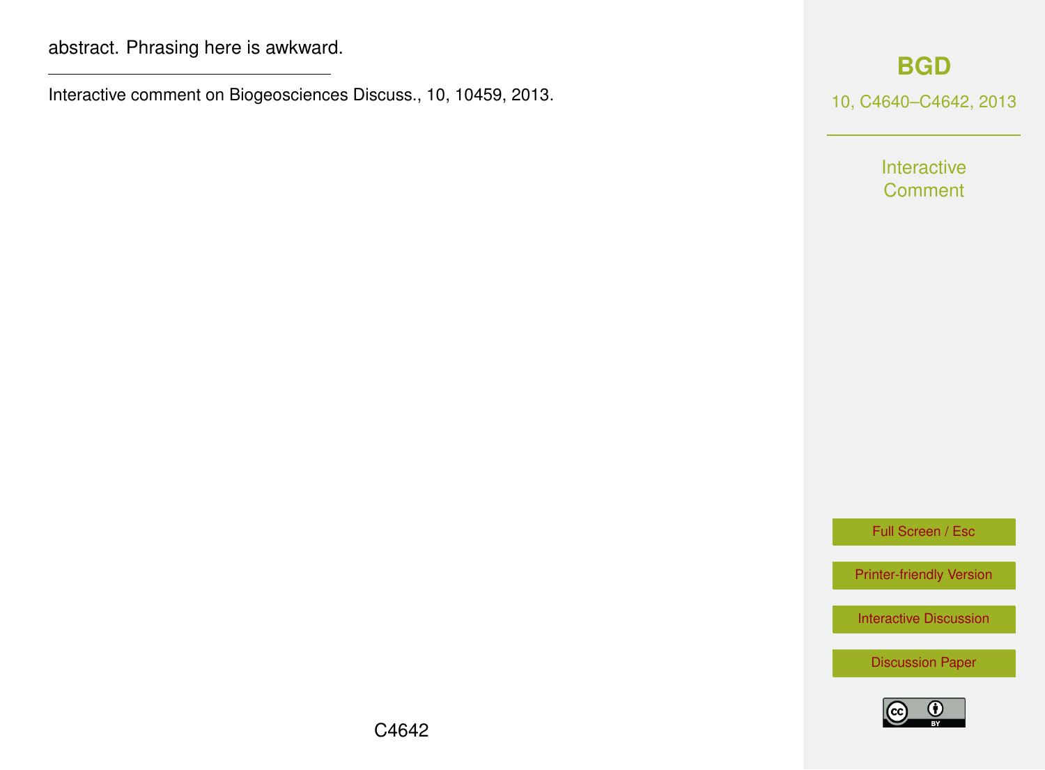abstract. Phrasing here is awkward.

---

Interactive comment on Biogeosciences Discuss., 10, 10459, 2013.